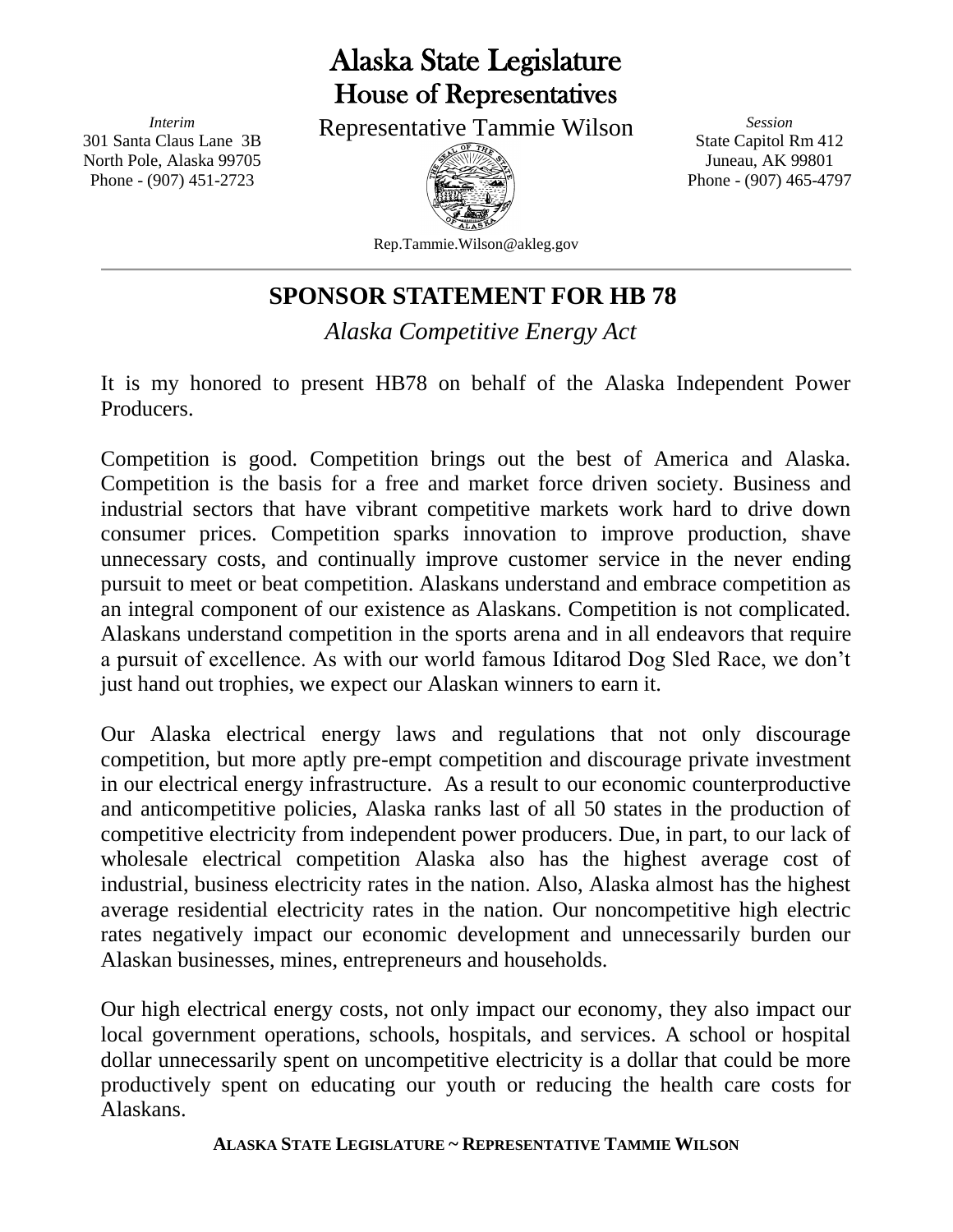# Alaska State Legislature
## House of Representatives

Representative Tammie Wilson

*Interim*
301 Santa Claus Lane 3B
North Pole, Alaska 99705
Phone - (907) 451-2723

*Session*
State Capitol Rm 412
Juneau, AK 99801
Phone - (907) 465-4797

Rep.Tammie.Wilson@akleg.gov

---

## SPONSOR STATEMENT FOR HB 78

*Alaska Competitive Energy Act*

It is my honored to present HB78 on behalf of the Alaska Independent Power Producers.

Competition is good. Competition brings out the best of America and Alaska. Competition is the basis for a free and market force driven society. Business and industrial sectors that have vibrant competitive markets work hard to drive down consumer prices. Competition sparks innovation to improve production, shave unnecessary costs, and continually improve customer service in the never ending pursuit to meet or beat competition. Alaskans understand and embrace competition as an integral component of our existence as Alaskans. Competition is not complicated. Alaskans understand competition in the sports arena and in all endeavors that require a pursuit of excellence. As with our world famous Iditarod Dog Sled Race, we don't just hand out trophies, we expect our Alaskan winners to earn it.

Our Alaska electrical energy laws and regulations that not only discourage competition, but more aptly pre-empt competition and discourage private investment in our electrical energy infrastructure. As a result to our economic counterproductive and anticompetitive policies, Alaska ranks last of all 50 states in the production of competitive electricity from independent power producers. Due, in part, to our lack of wholesale electrical competition Alaska also has the highest average cost of industrial, business electricity rates in the nation. Also, Alaska almost has the highest average residential electricity rates in the nation. Our noncompetitive high electric rates negatively impact our economic development and unnecessarily burden our Alaskan businesses, mines, entrepreneurs and households.

Our high electrical energy costs, not only impact our economy, they also impact our local government operations, schools, hospitals, and services. A school or hospital dollar unnecessarily spent on uncompetitive electricity is a dollar that could be more productively spent on educating our youth or reducing the health care costs for Alaskans.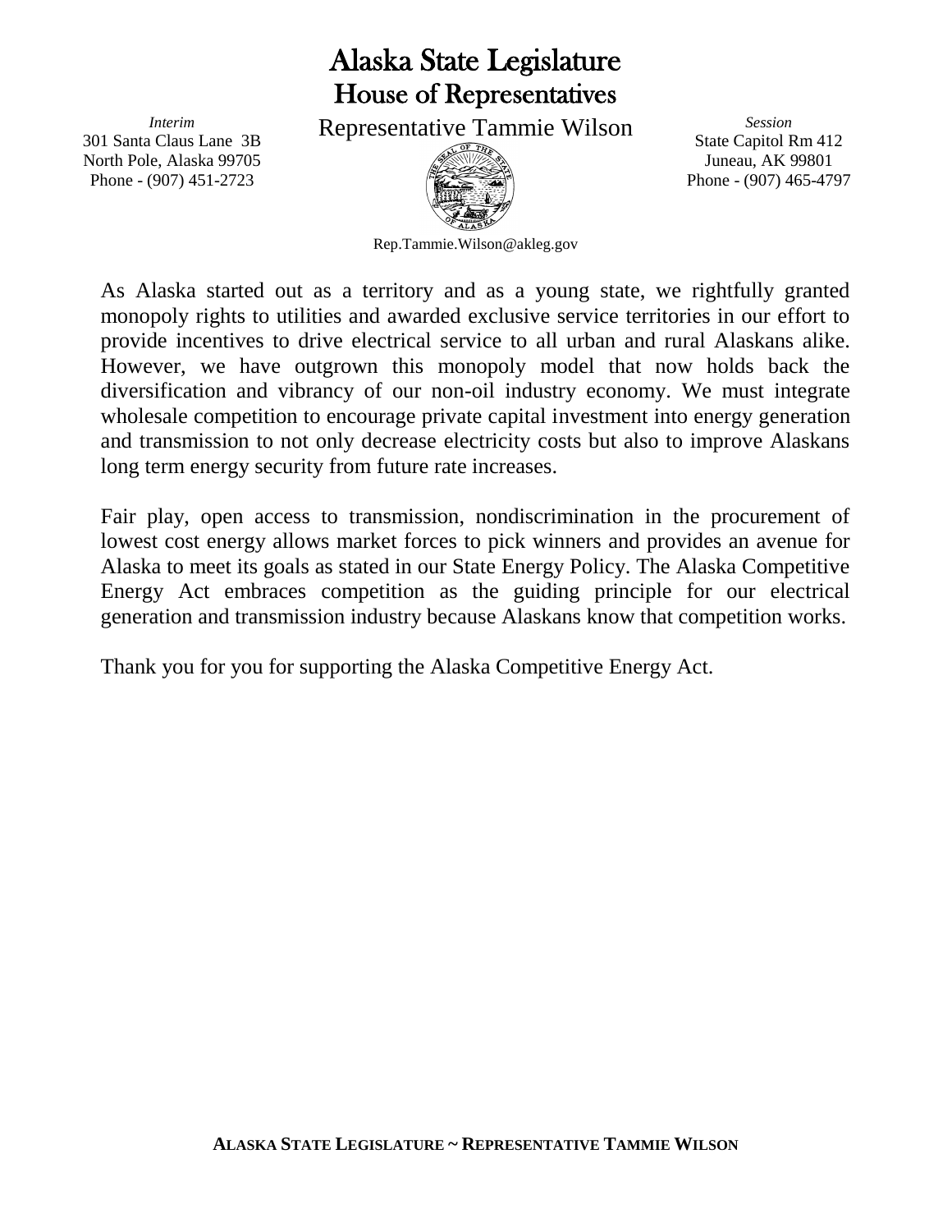# Alaska State Legislature
## House of Representatives

*Interim*
301 Santa Claus Lane 3B
North Pole, Alaska 99705
Phone - (907) 451-2723

Representative Tammie Wilson

*Session*
State Capitol Rm 412
Juneau, AK 99801
Phone - (907) 465-4797

Rep.Tammie.Wilson@akleg.gov

As Alaska started out as a territory and as a young state, we rightfully granted monopoly rights to utilities and awarded exclusive service territories in our effort to provide incentives to drive electrical service to all urban and rural Alaskans alike. However, we have outgrown this monopoly model that now holds back the diversification and vibrancy of our non-oil industry economy. We must integrate wholesale competition to encourage private capital investment into energy generation and transmission to not only decrease electricity costs but also to improve Alaskans long term energy security from future rate increases.

Fair play, open access to transmission, nondiscrimination in the procurement of lowest cost energy allows market forces to pick winners and provides an avenue for Alaska to meet its goals as stated in our State Energy Policy. The Alaska Competitive Energy Act embraces competition as the guiding principle for our electrical generation and transmission industry because Alaskans know that competition works.

Thank you for you for supporting the Alaska Competitive Energy Act.